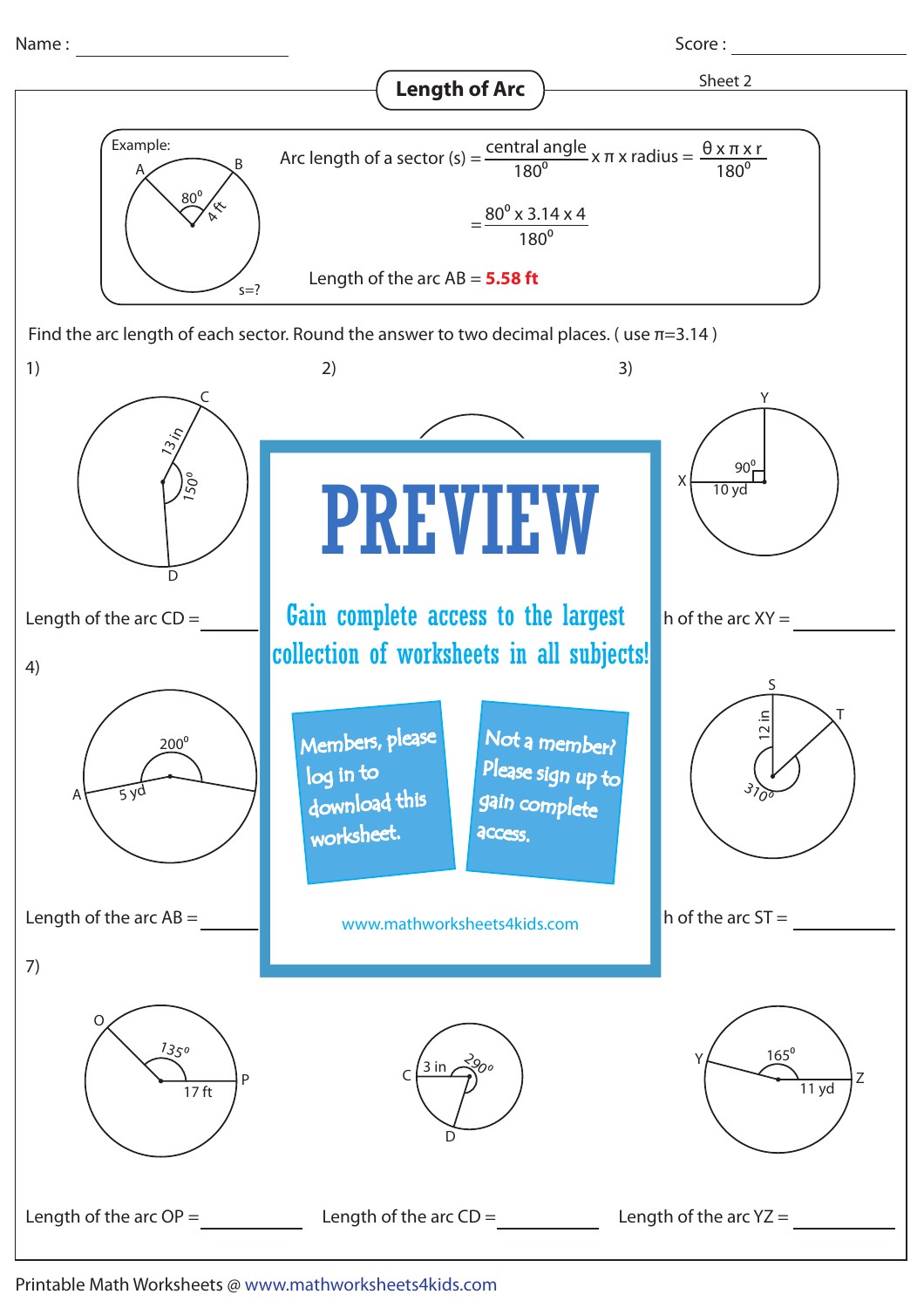Name : ______________ Score : ______________

# Length of Arc

Sheet 2

Example:

A, B, 80°, 4 ft, s=?

Arc length of a sector (s) = $\frac{\text{central angle}}{180^0} \times \pi \times \text{radius} = \frac{\theta \times \pi \times r}{180^0}$

$= \frac{80^0 \times 3.14 \times 4}{180^0}$

Length of the arc AB = **5.58 ft**

Find the arc length of each sector. Round the answer to two decimal places. ( use $\pi$=3.14 )

1) C, D, 13 in, 150°

Length of the arc CD = ________

2)

3) X, Y, 90°, 10 yd

h of the arc XY = ________

4) A, 200°, 5 yd

Length of the arc AB = ________

6) S, T, 12 in, 310°

h of the arc ST = ________

PREVIEW

Gain complete access to the largest collection of worksheets in all subjects!

Members, please log in to download this worksheet.

Not a member? Please sign up to gain complete access.

www.mathworksheets4kids.com

7) O, P, 135°, 17 ft

Length of the arc OP = ________

8) C, D, 3 in, 290°

Length of the arc CD = ________

9) Y, Z, 165°, 11 yd

Length of the arc YZ = ________

Printable Math Worksheets @ www.mathworksheets4kids.com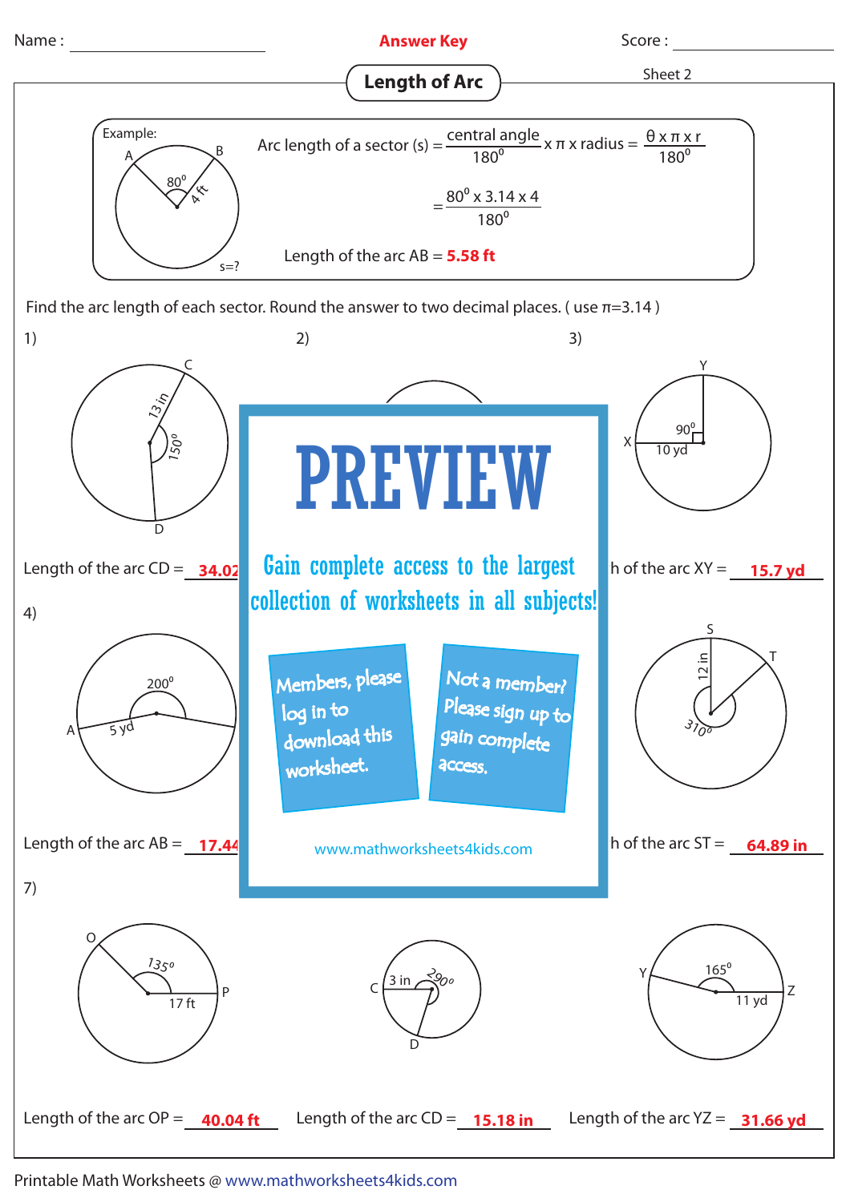Name : ____________ **Answer Key** Score : ____________

# Length of Arc

Sheet 2

Example:

A B
$80^0$
4 ft
s=?

Arc length of a sector (s) = $\frac{\text{central angle}}{180^0} \times \pi \times \text{radius} = \frac{\theta \times \pi \times r}{180^0}$

$= \frac{80^0 \times 3.14 \times 4}{180^0}$

Length of the arc AB = **5.58 ft**

Find the arc length of each sector. Round the answer to two decimal places. ( use $\pi$=3.14 )

1)

C
13 in
$150^0$
D

Length of the arc CD = **34.02**

2)

3)

Y
$90^0$
X
10 yd

h of the arc XY = **15.7 yd**

PREVIEW

Gain complete access to the largest collection of worksheets in all subjects!

Members, please log in to download this worksheet.

Not a member? Please sign up to gain complete access.

www.mathworksheets4kids.com

4)

$200^0$
A
5 yd

Length of the arc AB = **17.44**

S
T
12 in
$310^0$

h of the arc ST = **64.89 in**

7)

O
$135^0$
P
17 ft

Length of the arc OP = **40.04 ft**

C
3 in
$290^0$
D

Length of the arc CD = **15.18 in**

Y
$165^0$
Z
11 yd

Length of the arc YZ = **31.66 yd**

Printable Math Worksheets @ www.mathworksheets4kids.com